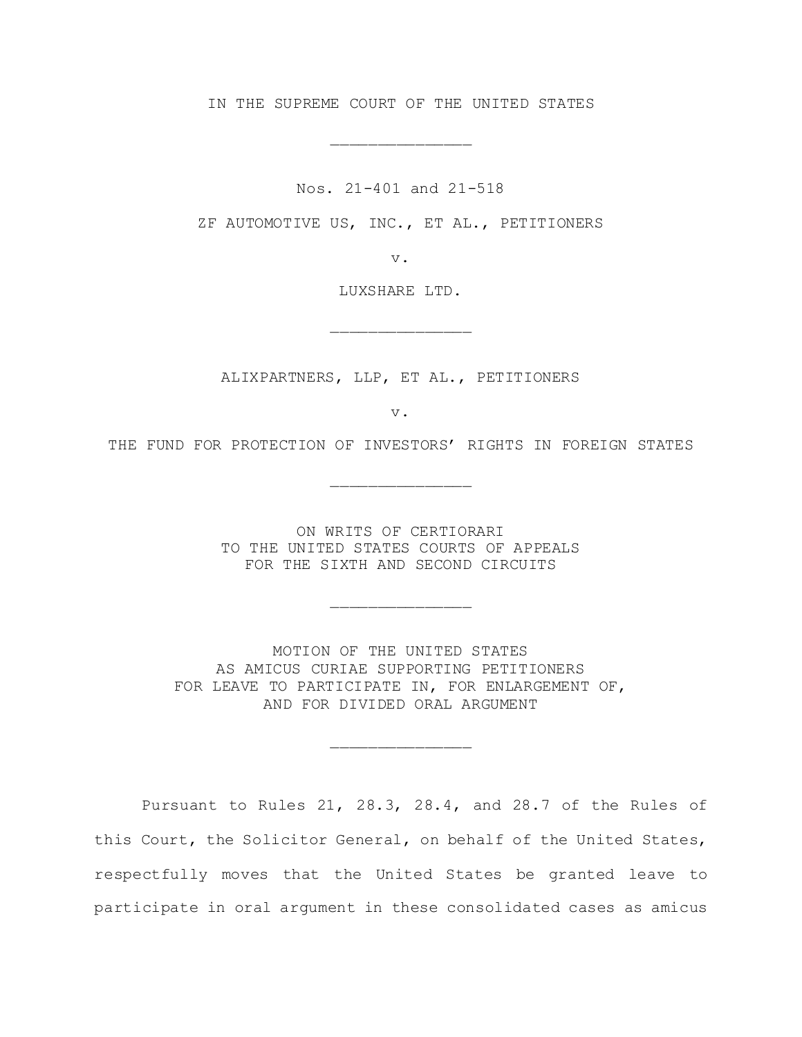IN THE SUPREME COURT OF THE UNITED STATES

______________

Nos. 21-401 and 21-518

ZF AUTOMOTIVE US, INC., ET AL., PETITIONERS

v.

LUXSHARE LTD.

______________

ALIXPARTNERS, LLP, ET AL., PETITIONERS

v.

THE FUND FOR PROTECTION OF INVESTORS' RIGHTS IN FOREIGN STATES

______________

ON WRITS OF CERTIORARI
TO THE UNITED STATES COURTS OF APPEALS
FOR THE SIXTH AND SECOND CIRCUITS

______________

MOTION OF THE UNITED STATES
AS AMICUS CURIAE SUPPORTING PETITIONERS
FOR LEAVE TO PARTICIPATE IN, FOR ENLARGEMENT OF,
AND FOR DIVIDED ORAL ARGUMENT

______________

Pursuant to Rules 21, 28.3, 28.4, and 28.7 of the Rules of this Court, the Solicitor General, on behalf of the United States, respectfully moves that the United States be granted leave to participate in oral argument in these consolidated cases as amicus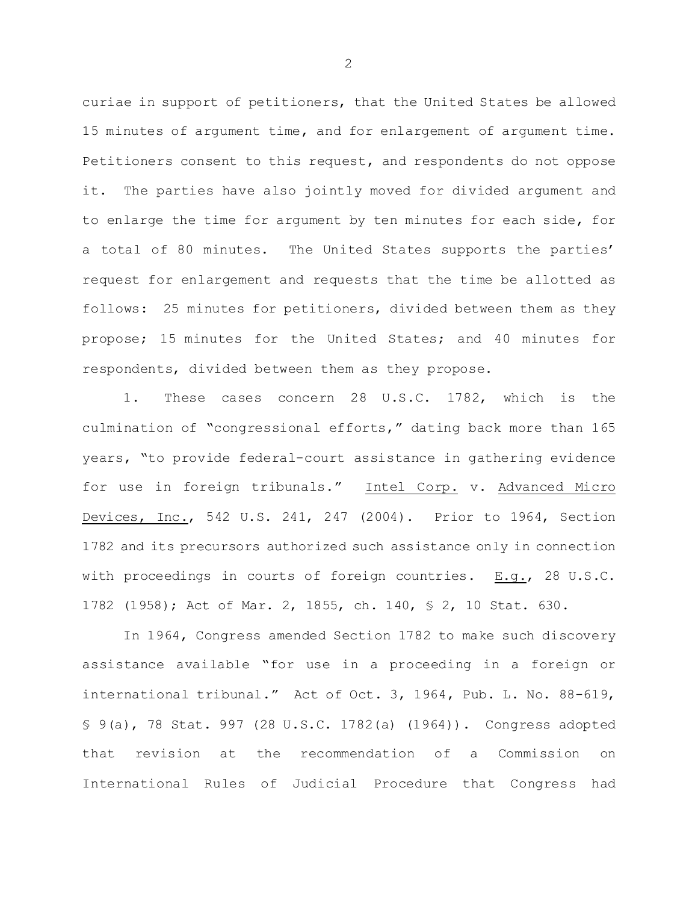curiae in support of petitioners, that the United States be allowed 15 minutes of argument time, and for enlargement of argument time. Petitioners consent to this request, and respondents do not oppose it. The parties have also jointly moved for divided argument and to enlarge the time for argument by ten minutes for each side, for a total of 80 minutes. The United States supports the parties' request for enlargement and requests that the time be allotted as follows: 25 minutes for petitioners, divided between them as they propose; 15 minutes for the United States; and 40 minutes for respondents, divided between them as they propose.

1. These cases concern 28 U.S.C. 1782, which is the culmination of "congressional efforts," dating back more than 165 years, "to provide federal-court assistance in gathering evidence for use in foreign tribunals." Intel Corp. v. Advanced Micro Devices, Inc., 542 U.S. 241, 247 (2004). Prior to 1964, Section 1782 and its precursors authorized such assistance only in connection with proceedings in courts of foreign countries. E.g., 28 U.S.C. 1782 (1958); Act of Mar. 2, 1855, ch. 140, § 2, 10 Stat. 630.

In 1964, Congress amended Section 1782 to make such discovery assistance available "for use in a proceeding in a foreign or international tribunal." Act of Oct. 3, 1964, Pub. L. No. 88-619, § 9(a), 78 Stat. 997 (28 U.S.C. 1782(a) (1964)). Congress adopted that revision at the recommendation of a Commission on International Rules of Judicial Procedure that Congress had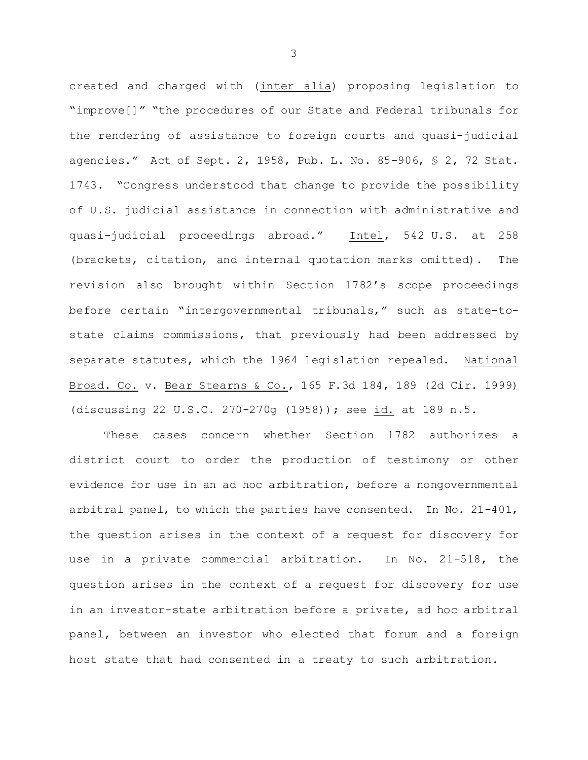created and charged with (inter alia) proposing legislation to "improve[]" "the procedures of our State and Federal tribunals for the rendering of assistance to foreign courts and quasi-judicial agencies." Act of Sept. 2, 1958, Pub. L. No. 85-906, § 2, 72 Stat. 1743. "Congress understood that change to provide the possibility of U.S. judicial assistance in connection with administrative and quasi-judicial proceedings abroad." Intel, 542 U.S. at 258 (brackets, citation, and internal quotation marks omitted). The revision also brought within Section 1782's scope proceedings before certain "intergovernmental tribunals," such as state-to-state claims commissions, that previously had been addressed by separate statutes, which the 1964 legislation repealed. National Broad. Co. v. Bear Stearns & Co., 165 F.3d 184, 189 (2d Cir. 1999) (discussing 22 U.S.C. 270-270g (1958)); see id. at 189 n.5.

These cases concern whether Section 1782 authorizes a district court to order the production of testimony or other evidence for use in an ad hoc arbitration, before a nongovernmental arbitral panel, to which the parties have consented. In No. 21-401, the question arises in the context of a request for discovery for use in a private commercial arbitration. In No. 21-518, the question arises in the context of a request for discovery for use in an investor-state arbitration before a private, ad hoc arbitral panel, between an investor who elected that forum and a foreign host state that had consented in a treaty to such arbitration.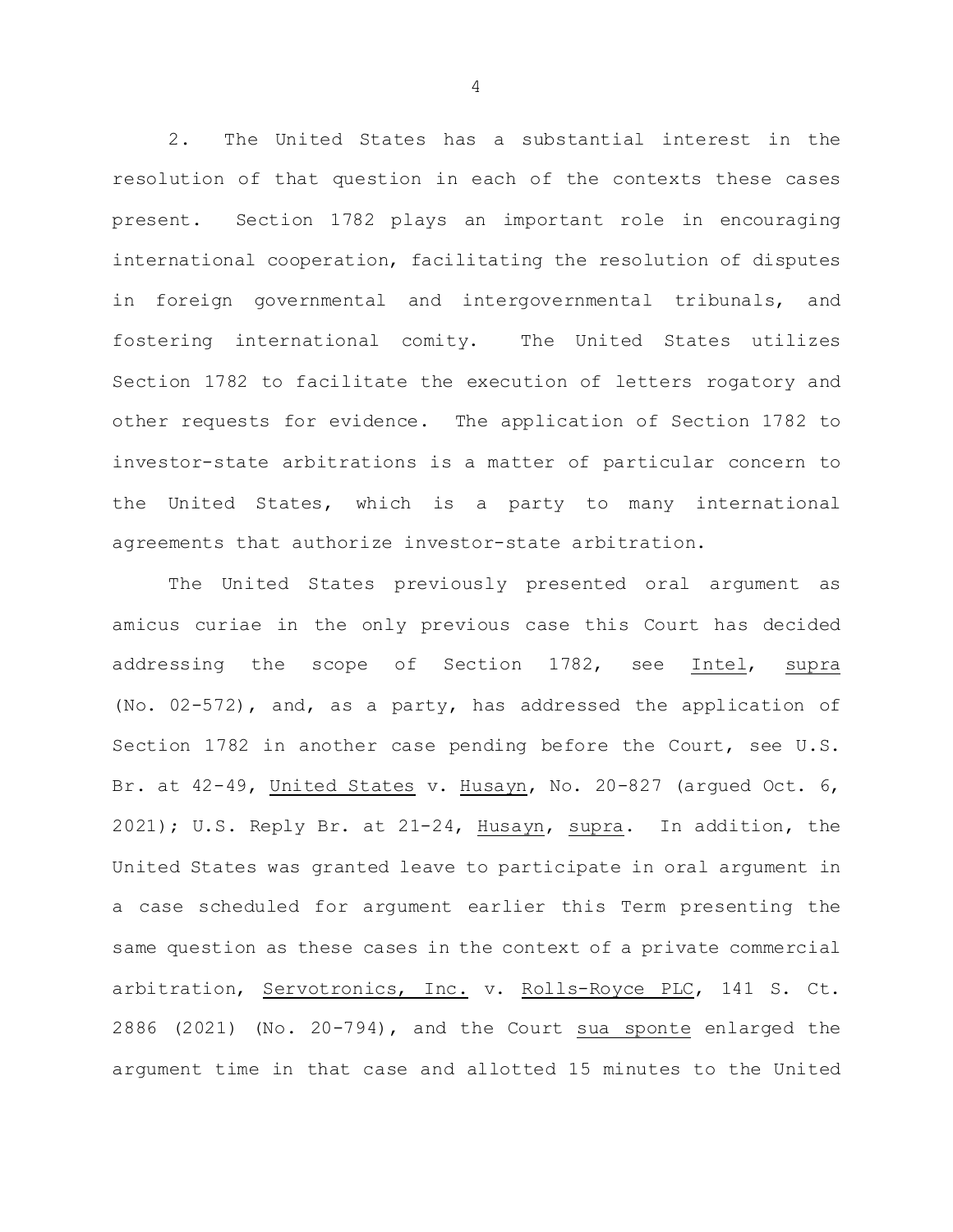2. The United States has a substantial interest in the resolution of that question in each of the contexts these cases present. Section 1782 plays an important role in encouraging international cooperation, facilitating the resolution of disputes in foreign governmental and intergovernmental tribunals, and fostering international comity. The United States utilizes Section 1782 to facilitate the execution of letters rogatory and other requests for evidence. The application of Section 1782 to investor-state arbitrations is a matter of particular concern to the United States, which is a party to many international agreements that authorize investor-state arbitration.

The United States previously presented oral argument as amicus curiae in the only previous case this Court has decided addressing the scope of Section 1782, see Intel, supra (No. 02-572), and, as a party, has addressed the application of Section 1782 in another case pending before the Court, see U.S. Br. at 42-49, United States v. Husayn, No. 20-827 (argued Oct. 6, 2021); U.S. Reply Br. at 21-24, Husayn, supra. In addition, the United States was granted leave to participate in oral argument in a case scheduled for argument earlier this Term presenting the same question as these cases in the context of a private commercial arbitration, Servotronics, Inc. v. Rolls-Royce PLC, 141 S. Ct. 2886 (2021) (No. 20-794), and the Court sua sponte enlarged the argument time in that case and allotted 15 minutes to the United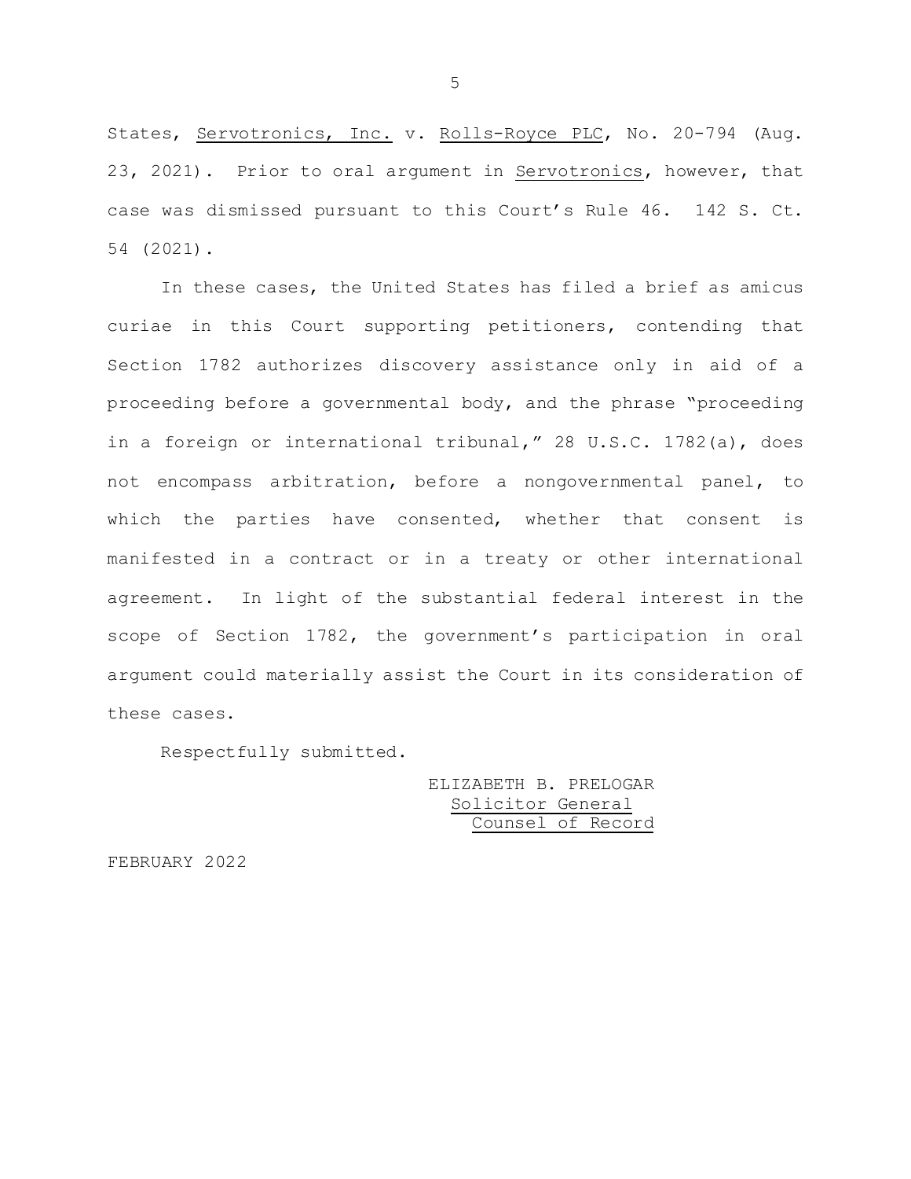States, Servotronics, Inc. v. Rolls-Royce PLC, No. 20-794 (Aug. 23, 2021). Prior to oral argument in Servotronics, however, that case was dismissed pursuant to this Court's Rule 46. 142 S. Ct. 54 (2021).

In these cases, the United States has filed a brief as amicus curiae in this Court supporting petitioners, contending that Section 1782 authorizes discovery assistance only in aid of a proceeding before a governmental body, and the phrase "proceeding in a foreign or international tribunal," 28 U.S.C. 1782(a), does not encompass arbitration, before a nongovernmental panel, to which the parties have consented, whether that consent is manifested in a contract or in a treaty or other international agreement. In light of the substantial federal interest in the scope of Section 1782, the government's participation in oral argument could materially assist the Court in its consideration of these cases.

Respectfully submitted.

ELIZABETH B. PRELOGAR
Solicitor General
Counsel of Record

FEBRUARY 2022